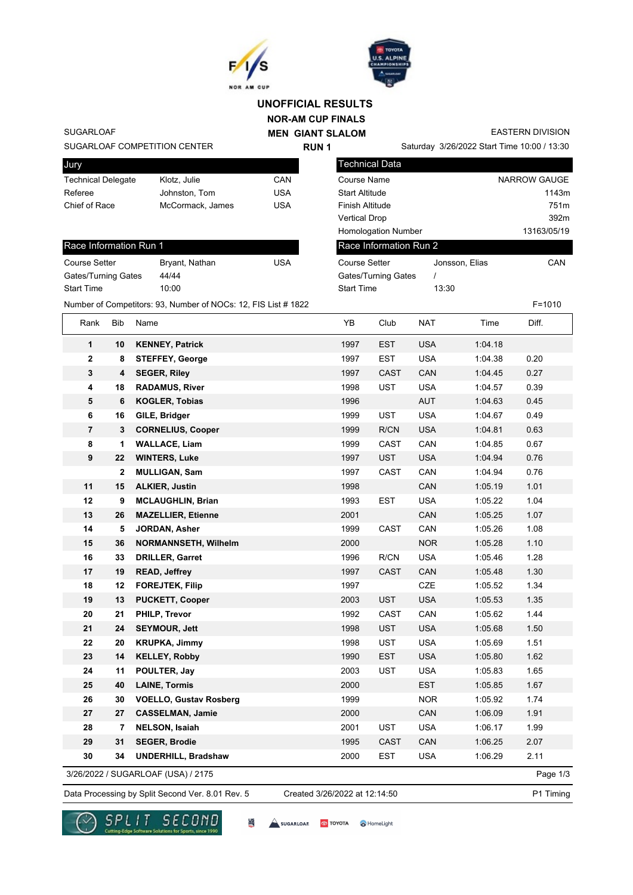# UNOFFICIAL RESULTS

## NOR-AM CUP FINALS

## MEN GIANT SLALOM

### RUN 1

SUGARLOAF
SUGARLOAF COMPETITION CENTER

EASTERN DIVISION
Saturday 3/26/2022 Start Time 10:00 / 13:30

| Jury | | |
|---|---|---|
| Technical Delegate | Klotz, Julie | CAN |
| Referee | Johnston, Tom | USA |
| Chief of Race | McCormack, James | USA |

| Technical Data | |
|---|---|
| Course Name | NARROW GAUGE |
| Start Altitude | 1143m |
| Finish Altitude | 751m |
| Vertical Drop | 392m |
| Homologation Number | 13163/05/19 |

| Race Information Run 1 | | |
|---|---|---|
| Course Setter | Bryant, Nathan | USA |
| Gates/Turning Gates | 44/44 | |
| Start Time | 10:00 | |

| Race Information Run 2 | | |
|---|---|---|
| Course Setter | Jonsson, Elias | CAN |
| Gates/Turning Gates | / | |
| Start Time | 13:30 | |

Number of Competitors: 93, Number of NOCs: 12, FIS List # 1822 F=1010

| Rank | Bib | Name | YB | Club | NAT | Time | Diff. |
|---|---|---|---|---|---|---|---|
| 1 | 10 | **KENNEY, Patrick** | 1997 | EST | USA | 1:04.18 | |
| 2 | 8 | **STEFFEY, George** | 1997 | EST | USA | 1:04.38 | 0.20 |
| 3 | 4 | **SEGER, Riley** | 1997 | CAST | CAN | 1:04.45 | 0.27 |
| 4 | 18 | **RADAMUS, River** | 1998 | UST | USA | 1:04.57 | 0.39 |
| 5 | 6 | **KOGLER, Tobias** | 1996 | | AUT | 1:04.63 | 0.45 |
| 6 | 16 | **GILE, Bridger** | 1999 | UST | USA | 1:04.67 | 0.49 |
| 7 | 3 | **CORNELIUS, Cooper** | 1999 | R/CN | USA | 1:04.81 | 0.63 |
| 8 | 1 | **WALLACE, Liam** | 1999 | CAST | CAN | 1:04.85 | 0.67 |
| 9 | 22 | **WINTERS, Luke** | 1997 | UST | USA | 1:04.94 | 0.76 |
| | 2 | **MULLIGAN, Sam** | 1997 | CAST | CAN | 1:04.94 | 0.76 |
| 11 | 15 | **ALKIER, Justin** | 1998 | | CAN | 1:05.19 | 1.01 |
| 12 | 9 | **MCLAUGHLIN, Brian** | 1993 | EST | USA | 1:05.22 | 1.04 |
| 13 | 26 | **MAZELLIER, Etienne** | 2001 | | CAN | 1:05.25 | 1.07 |
| 14 | 5 | **JORDAN, Asher** | 1999 | CAST | CAN | 1:05.26 | 1.08 |
| 15 | 36 | **NORMANNSETH, Wilhelm** | 2000 | | NOR | 1:05.28 | 1.10 |
| 16 | 33 | **DRILLER, Garret** | 1996 | R/CN | USA | 1:05.46 | 1.28 |
| 17 | 19 | **READ, Jeffrey** | 1997 | CAST | CAN | 1:05.48 | 1.30 |
| 18 | 12 | **FOREJTEK, Filip** | 1997 | | CZE | 1:05.52 | 1.34 |
| 19 | 13 | **PUCKETT, Cooper** | 2003 | UST | USA | 1:05.53 | 1.35 |
| 20 | 21 | **PHILP, Trevor** | 1992 | CAST | CAN | 1:05.62 | 1.44 |
| 21 | 24 | **SEYMOUR, Jett** | 1998 | UST | USA | 1:05.68 | 1.50 |
| 22 | 20 | **KRUPKA, Jimmy** | 1998 | UST | USA | 1:05.69 | 1.51 |
| 23 | 14 | **KELLEY, Robby** | 1990 | EST | USA | 1:05.80 | 1.62 |
| 24 | 11 | **POULTER, Jay** | 2003 | UST | USA | 1:05.83 | 1.65 |
| 25 | 40 | **LAINE, Tormis** | 2000 | | EST | 1:05.85 | 1.67 |
| 26 | 30 | **VOELLO, Gustav Rosberg** | 1999 | | NOR | 1:05.92 | 1.74 |
| 27 | 27 | **CASSELMAN, Jamie** | 2000 | | CAN | 1:06.09 | 1.91 |
| 28 | 7 | **NELSON, Isaiah** | 2001 | UST | USA | 1:06.17 | 1.99 |
| 29 | 31 | **SEGER, Brodie** | 1995 | CAST | CAN | 1:06.25 | 2.07 |
| 30 | 34 | **UNDERHILL, Bradshaw** | 2000 | EST | USA | 1:06.29 | 2.11 |

3/26/2022 / SUGARLOAF (USA) / 2175

Data Processing by Split Second Ver. 8.01 Rev. 5 Created 3/26/2022 at 12:14:50 P1 Timing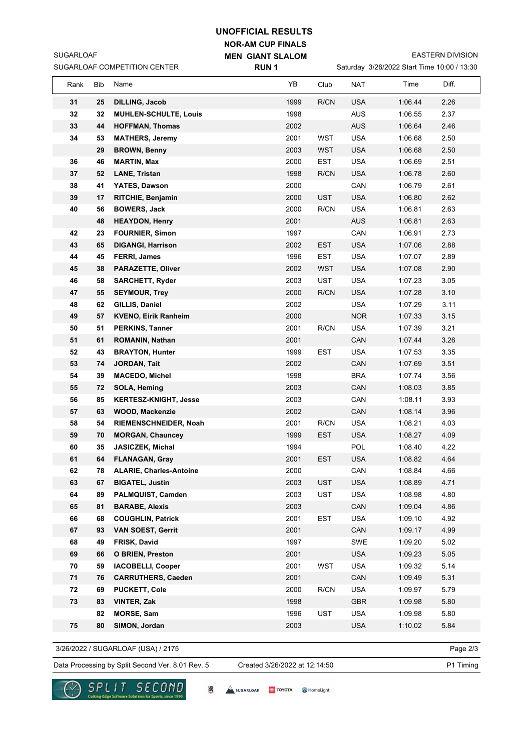# UNOFFICIAL RESULTS

**NOR-AM CUP FINALS**

**MEN GIANT SLALOM**

**RUN 1**

SUGARLOAF

SUGARLOAF COMPETITION CENTER

EASTERN DIVISION

Saturday 3/26/2022 Start Time 10:00 / 13:30

| Rank | Bib | Name | YB | Club | NAT | Time | Diff. |
|---|---|---|---|---|---|---|---|
| 31 | 25 | **DILLING, Jacob** | 1999 | R/CN | USA | 1:06.44 | 2.26 |
| 32 | 32 | **MUHLEN-SCHULTE, Louis** | 1998 | | AUS | 1:06.55 | 2.37 |
| 33 | 44 | **HOFFMAN, Thomas** | 2002 | | AUS | 1:06.64 | 2.46 |
| 34 | 53 | **MATHERS, Jeremy** | 2001 | WST | USA | 1:06.68 | 2.50 |
| | 29 | **BROWN, Benny** | 2003 | WST | USA | 1:06.68 | 2.50 |
| 36 | 46 | **MARTIN, Max** | 2000 | EST | USA | 1:06.69 | 2.51 |
| 37 | 52 | **LANE, Tristan** | 1998 | R/CN | USA | 1:06.78 | 2.60 |
| 38 | 41 | **YATES, Dawson** | 2000 | | CAN | 1:06.79 | 2.61 |
| 39 | 17 | **RITCHIE, Benjamin** | 2000 | UST | USA | 1:06.80 | 2.62 |
| 40 | 56 | **BOWERS, Jack** | 2000 | R/CN | USA | 1:06.81 | 2.63 |
| | 48 | **HEAYDON, Henry** | 2001 | | AUS | 1:06.81 | 2.63 |
| 42 | 23 | **FOURNIER, Simon** | 1997 | | CAN | 1:06.91 | 2.73 |
| 43 | 65 | **DIGANGI, Harrison** | 2002 | EST | USA | 1:07.06 | 2.88 |
| 44 | 45 | **FERRI, James** | 1996 | EST | USA | 1:07.07 | 2.89 |
| 45 | 38 | **PARAZETTE, Oliver** | 2002 | WST | USA | 1:07.08 | 2.90 |
| 46 | 58 | **SARCHETT, Ryder** | 2003 | UST | USA | 1:07.23 | 3.05 |
| 47 | 55 | **SEYMOUR, Trey** | 2000 | R/CN | USA | 1:07.28 | 3.10 |
| 48 | 62 | **GILLIS, Daniel** | 2002 | | USA | 1:07.29 | 3.11 |
| 49 | 57 | **KVENO, Eirik Ranheim** | 2000 | | NOR | 1:07.33 | 3.15 |
| 50 | 51 | **PERKINS, Tanner** | 2001 | R/CN | USA | 1:07.39 | 3.21 |
| 51 | 61 | **ROMANIN, Nathan** | 2001 | | CAN | 1:07.44 | 3.26 |
| 52 | 43 | **BRAYTON, Hunter** | 1999 | EST | USA | 1:07.53 | 3.35 |
| 53 | 74 | **JORDAN, Tait** | 2002 | | CAN | 1:07.69 | 3.51 |
| 54 | 39 | **MACEDO, Michel** | 1998 | | BRA | 1:07.74 | 3.56 |
| 55 | 72 | **SOLA, Heming** | 2003 | | CAN | 1:08.03 | 3.85 |
| 56 | 85 | **KERTESZ-KNIGHT, Jesse** | 2003 | | CAN | 1:08.11 | 3.93 |
| 57 | 63 | **WOOD, Mackenzie** | 2002 | | CAN | 1:08.14 | 3.96 |
| 58 | 54 | **RIEMENSCHNEIDER, Noah** | 2001 | R/CN | USA | 1:08.21 | 4.03 |
| 59 | 70 | **MORGAN, Chauncey** | 1999 | EST | USA | 1:08.27 | 4.09 |
| 60 | 35 | **JASICZEK, Michal** | 1994 | | POL | 1:08.40 | 4.22 |
| 61 | 64 | **FLANAGAN, Gray** | 2001 | EST | USA | 1:08.82 | 4.64 |
| 62 | 78 | **ALARIE, Charles-Antoine** | 2000 | | CAN | 1:08.84 | 4.66 |
| 63 | 67 | **BIGATEL, Justin** | 2003 | UST | USA | 1:08.89 | 4.71 |
| 64 | 89 | **PALMQUIST, Camden** | 2003 | UST | USA | 1:08.98 | 4.80 |
| 65 | 81 | **BARABE, Alexis** | 2003 | | CAN | 1:09.04 | 4.86 |
| 66 | 68 | **COUGHLIN, Patrick** | 2001 | EST | USA | 1:09.10 | 4.92 |
| 67 | 93 | **VAN SOEST, Gerrit** | 2001 | | CAN | 1:09.17 | 4.99 |
| 68 | 49 | **FRISK, David** | 1997 | | SWE | 1:09.20 | 5.02 |
| 69 | 66 | **O BRIEN, Preston** | 2001 | | USA | 1:09.23 | 5.05 |
| 70 | 59 | **IACOBELLI, Cooper** | 2001 | WST | USA | 1:09.32 | 5.14 |
| 71 | 76 | **CARRUTHERS, Caeden** | 2001 | | CAN | 1:09.49 | 5.31 |
| 72 | 69 | **PUCKETT, Cole** | 2000 | R/CN | USA | 1:09.97 | 5.79 |
| 73 | 83 | **VINTER, Zak** | 1998 | | GBR | 1:09.98 | 5.80 |
| | 82 | **MORSE, Sam** | 1996 | UST | USA | 1:09.98 | 5.80 |
| 75 | 80 | **SIMON, Jordan** | 2003 | | USA | 1:10.02 | 5.84 |

3/26/2022 / SUGARLOAF (USA) / 2175

Data Processing by Split Second Ver. 8.01 Rev. 5 — Created 3/26/2022 at 12:14:50 — P1 Timing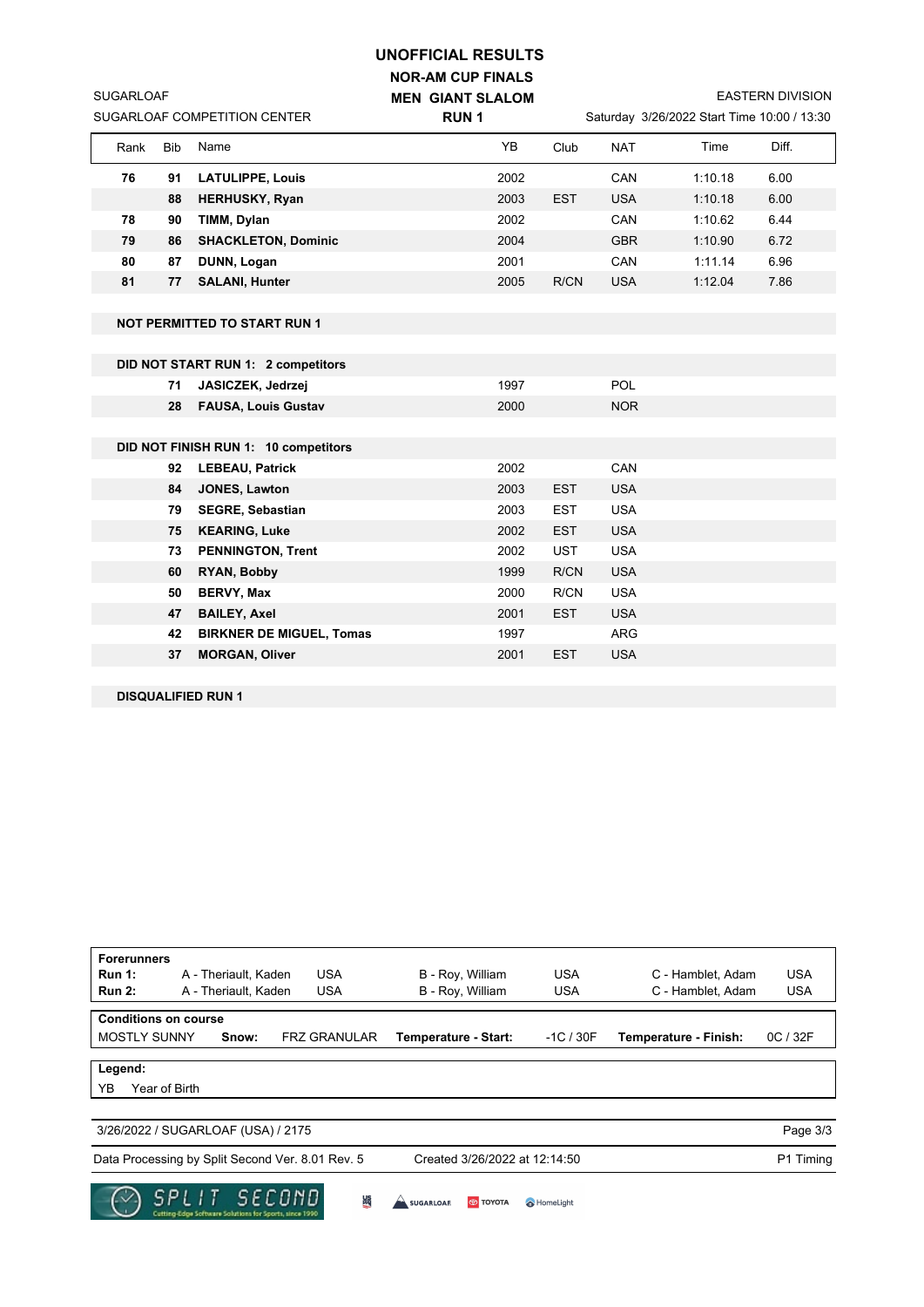# UNOFFICIAL RESULTS

## NOR-AM CUP FINALS

## MEN GIANT SLALOM

## RUN 1

SUGARLOAF
SUGARLOAF COMPETITION CENTER

EASTERN DIVISION
Saturday 3/26/2022 Start Time 10:00 / 13:30

| Rank | Bib | Name | YB | Club | NAT | Time | Diff. |
|---|---|---|---|---|---|---|---|
| 76 | 91 | **LATULIPPE, Louis** | 2002 | | CAN | 1:10.18 | 6.00 |
| | 88 | **HERHUSKY, Ryan** | 2003 | EST | USA | 1:10.18 | 6.00 |
| 78 | 90 | **TIMM, Dylan** | 2002 | | CAN | 1:10.62 | 6.44 |
| 79 | 86 | **SHACKLETON, Dominic** | 2004 | | GBR | 1:10.90 | 6.72 |
| 80 | 87 | **DUNN, Logan** | 2001 | | CAN | 1:11.14 | 6.96 |
| 81 | 77 | **SALANI, Hunter** | 2005 | R/CN | USA | 1:12.04 | 7.86 |

**NOT PERMITTED TO START RUN 1**

**DID NOT START RUN 1: 2 competitors**

| Bib | Name | YB | Club | NAT |
|---|---|---|---|---|
| 71 | **JASICZEK, Jedrzej** | 1997 | | POL |
| 28 | **FAUSA, Louis Gustav** | 2000 | | NOR |

**DID NOT FINISH RUN 1: 10 competitors**

| Bib | Name | YB | Club | NAT |
|---|---|---|---|---|
| 92 | **LEBEAU, Patrick** | 2002 | | CAN |
| 84 | **JONES, Lawton** | 2003 | EST | USA |
| 79 | **SEGRE, Sebastian** | 2003 | EST | USA |
| 75 | **KEARING, Luke** | 2002 | EST | USA |
| 73 | **PENNINGTON, Trent** | 2002 | UST | USA |
| 60 | **RYAN, Bobby** | 1999 | R/CN | USA |
| 50 | **BERVY, Max** | 2000 | R/CN | USA |
| 47 | **BAILEY, Axel** | 2001 | EST | USA |
| 42 | **BIRKNER DE MIGUEL, Tomas** | 1997 | | ARG |
| 37 | **MORGAN, Oliver** | 2001 | EST | USA |

**DISQUALIFIED RUN 1**

**Forerunners**

| | | | | | | |
|---|---|---|---|---|---|---|
| **Run 1:** | A - Theriault, Kaden | USA | B - Roy, William | USA | C - Hamblet, Adam | USA |
| **Run 2:** | A - Theriault, Kaden | USA | B - Roy, William | USA | C - Hamblet, Adam | USA |

**Conditions on course**

MOSTLY SUNNY **Snow:** FRZ GRANULAR **Temperature - Start:** -1C / 30F **Temperature - Finish:** 0C / 32F

**Legend:**

YB Year of Birth

3/26/2022 / SUGARLOAF (USA) / 2175

Data Processing by Split Second Ver. 8.01 Rev. 5 Created 3/26/2022 at 12:14:50 P1 Timing